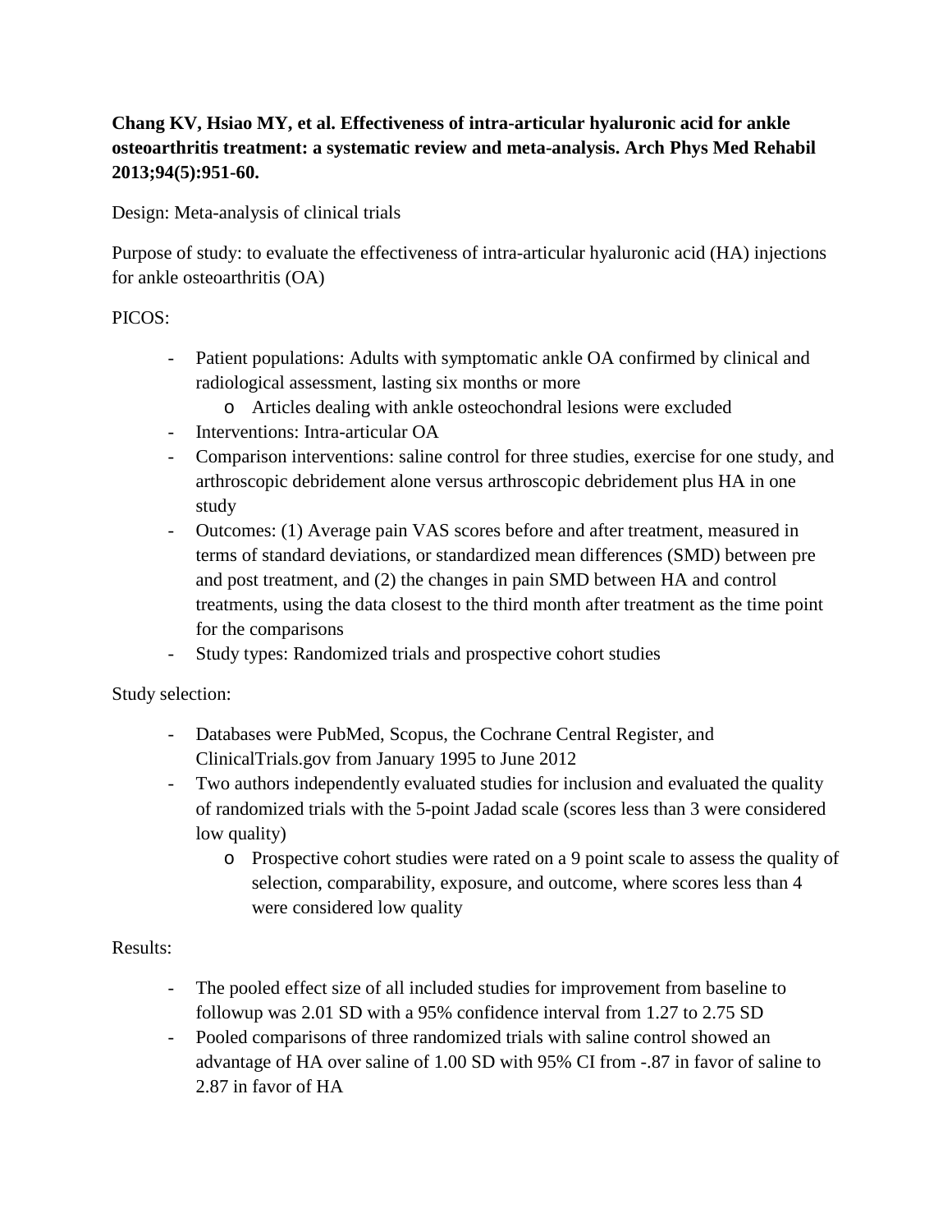**Chang KV, Hsiao MY, et al. Effectiveness of intra-articular hyaluronic acid for ankle osteoarthritis treatment: a systematic review and meta-analysis. Arch Phys Med Rehabil 2013;94(5):951-60.**

Design: Meta-analysis of clinical trials

Purpose of study: to evaluate the effectiveness of intra-articular hyaluronic acid (HA) injections for ankle osteoarthritis (OA)

PICOS:

- Patient populations: Adults with symptomatic ankle OA confirmed by clinical and radiological assessment, lasting six months or more
  - Articles dealing with ankle osteochondral lesions were excluded
- Interventions: Intra-articular OA
- Comparison interventions: saline control for three studies, exercise for one study, and arthroscopic debridement alone versus arthroscopic debridement plus HA in one study
- Outcomes: (1) Average pain VAS scores before and after treatment, measured in terms of standard deviations, or standardized mean differences (SMD) between pre and post treatment, and (2) the changes in pain SMD between HA and control treatments, using the data closest to the third month after treatment as the time point for the comparisons
- Study types: Randomized trials and prospective cohort studies

Study selection:

- Databases were PubMed, Scopus, the Cochrane Central Register, and ClinicalTrials.gov from January 1995 to June 2012
- Two authors independently evaluated studies for inclusion and evaluated the quality of randomized trials with the 5-point Jadad scale (scores less than 3 were considered low quality)
  - Prospective cohort studies were rated on a 9 point scale to assess the quality of selection, comparability, exposure, and outcome, where scores less than 4 were considered low quality

Results:

- The pooled effect size of all included studies for improvement from baseline to followup was 2.01 SD with a 95% confidence interval from 1.27 to 2.75 SD
- Pooled comparisons of three randomized trials with saline control showed an advantage of HA over saline of 1.00 SD with 95% CI from -.87 in favor of saline to 2.87 in favor of HA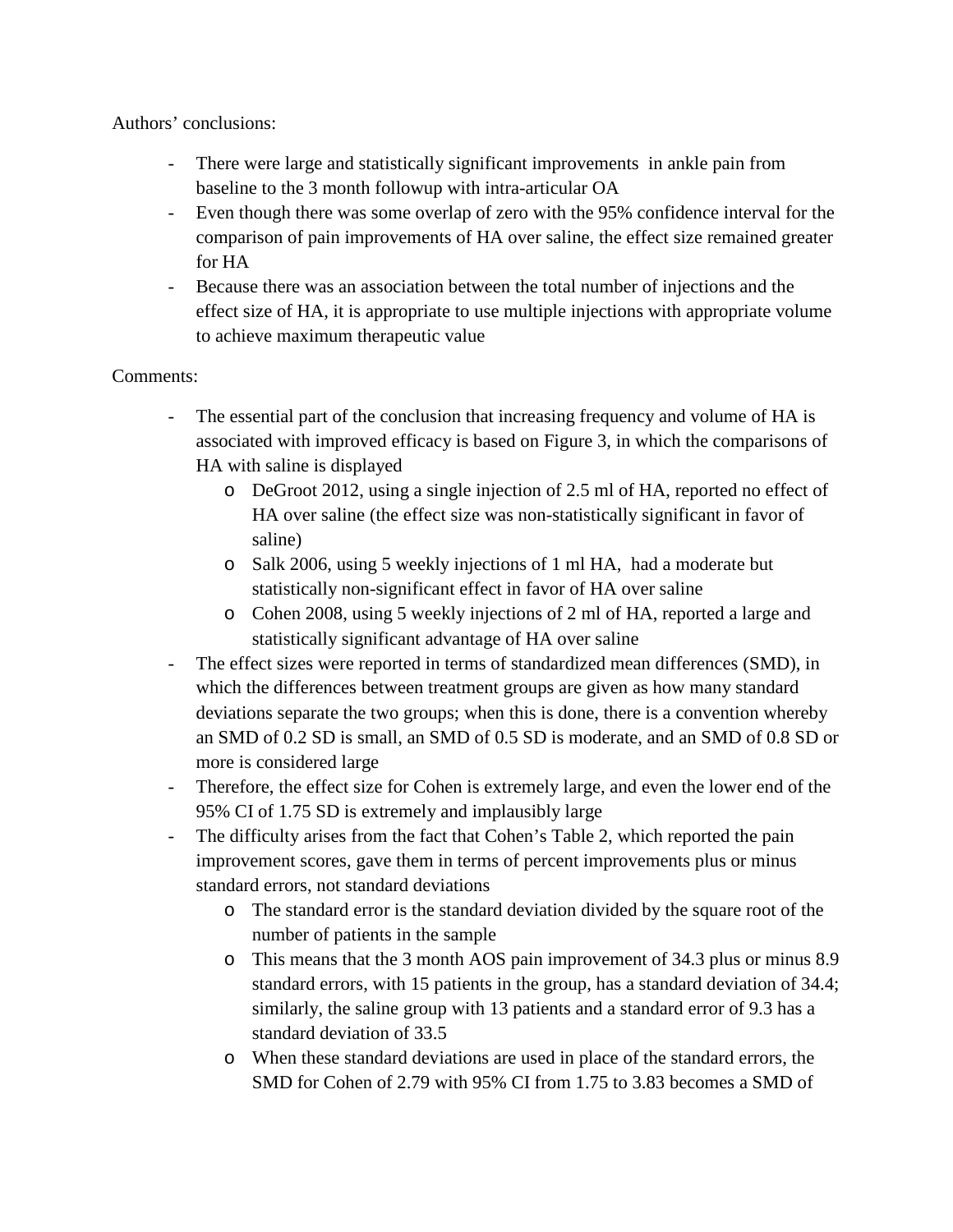Authors' conclusions:

- There were large and statistically significant improvements  in ankle pain from baseline to the 3 month followup with intra-articular OA
- Even though there was some overlap of zero with the 95% confidence interval for the comparison of pain improvements of HA over saline, the effect size remained greater for HA
- Because there was an association between the total number of injections and the effect size of HA, it is appropriate to use multiple injections with appropriate volume to achieve maximum therapeutic value

Comments:

- The essential part of the conclusion that increasing frequency and volume of HA is associated with improved efficacy is based on Figure 3, in which the comparisons of HA with saline is displayed
  - DeGroot 2012, using a single injection of 2.5 ml of HA, reported no effect of HA over saline (the effect size was non-statistically significant in favor of saline)
  - Salk 2006, using 5 weekly injections of 1 ml HA,  had a moderate but statistically non-significant effect in favor of HA over saline
  - Cohen 2008, using 5 weekly injections of 2 ml of HA, reported a large and statistically significant advantage of HA over saline
- The effect sizes were reported in terms of standardized mean differences (SMD), in which the differences between treatment groups are given as how many standard deviations separate the two groups; when this is done, there is a convention whereby an SMD of 0.2 SD is small, an SMD of 0.5 SD is moderate, and an SMD of 0.8 SD or more is considered large
- Therefore, the effect size for Cohen is extremely large, and even the lower end of the 95% CI of 1.75 SD is extremely and implausibly large
- The difficulty arises from the fact that Cohen's Table 2, which reported the pain improvement scores, gave them in terms of percent improvements plus or minus standard errors, not standard deviations
  - The standard error is the standard deviation divided by the square root of the number of patients in the sample
  - This means that the 3 month AOS pain improvement of 34.3 plus or minus 8.9 standard errors, with 15 patients in the group, has a standard deviation of 34.4; similarly, the saline group with 13 patients and a standard error of 9.3 has a standard deviation of 33.5
  - When these standard deviations are used in place of the standard errors, the SMD for Cohen of 2.79 with 95% CI from 1.75 to 3.83 becomes a SMD of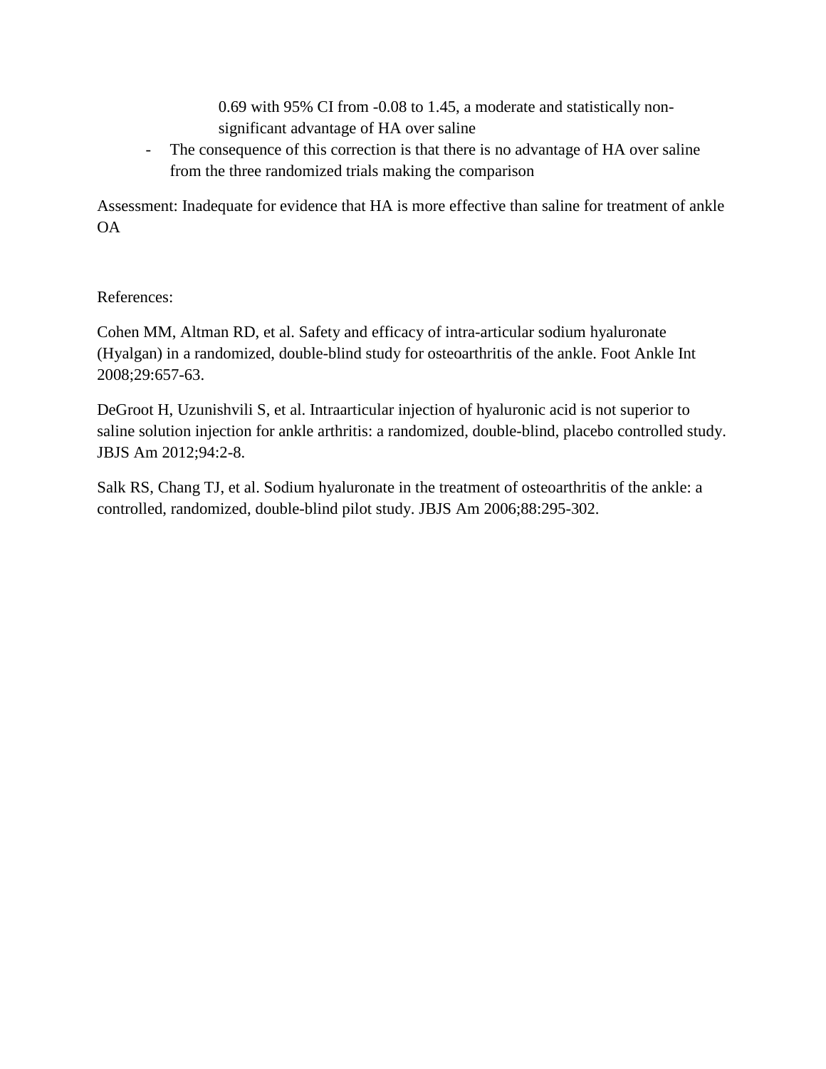0.69 with 95% CI from -0.08 to 1.45, a moderate and statistically non-significant advantage of HA over saline

- The consequence of this correction is that there is no advantage of HA over saline from the three randomized trials making the comparison

Assessment: Inadequate for evidence that HA is more effective than saline for treatment of ankle OA

References:

Cohen MM, Altman RD, et al. Safety and efficacy of intra-articular sodium hyaluronate (Hyalgan) in a randomized, double-blind study for osteoarthritis of the ankle. Foot Ankle Int 2008;29:657-63.

DeGroot H, Uzunishvili S, et al. Intraarticular injection of hyaluronic acid is not superior to saline solution injection for ankle arthritis: a randomized, double-blind, placebo controlled study. JBJS Am 2012;94:2-8.

Salk RS, Chang TJ, et al. Sodium hyaluronate in the treatment of osteoarthritis of the ankle: a controlled, randomized, double-blind pilot study. JBJS Am 2006;88:295-302.